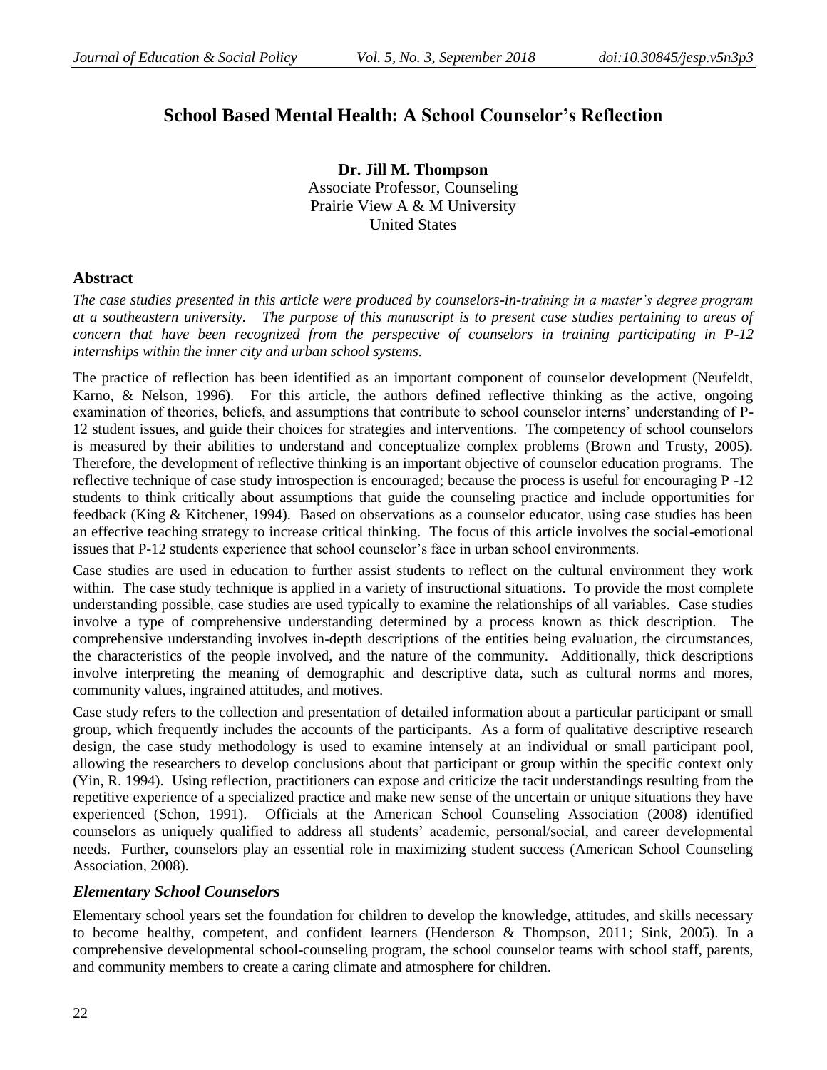# School Based Mental Health: A School Counselor's Reflection

**Dr. Jill M. Thompson**
Associate Professor, Counseling
Prairie View A & M University
United States

## Abstract

*The case studies presented in this article were produced by counselors-in-training in a master's degree program at a southeastern university. The purpose of this manuscript is to present case studies pertaining to areas of concern that have been recognized from the perspective of counselors in training participating in P-12 internships within the inner city and urban school systems.*

The practice of reflection has been identified as an important component of counselor development (Neufeldt, Karno, & Nelson, 1996). For this article, the authors defined reflective thinking as the active, ongoing examination of theories, beliefs, and assumptions that contribute to school counselor interns' understanding of P-12 student issues, and guide their choices for strategies and interventions. The competency of school counselors is measured by their abilities to understand and conceptualize complex problems (Brown and Trusty, 2005). Therefore, the development of reflective thinking is an important objective of counselor education programs. The reflective technique of case study introspection is encouraged; because the process is useful for encouraging P -12 students to think critically about assumptions that guide the counseling practice and include opportunities for feedback (King & Kitchener, 1994). Based on observations as a counselor educator, using case studies has been an effective teaching strategy to increase critical thinking. The focus of this article involves the social-emotional issues that P-12 students experience that school counselor's face in urban school environments.

Case studies are used in education to further assist students to reflect on the cultural environment they work within. The case study technique is applied in a variety of instructional situations. To provide the most complete understanding possible, case studies are used typically to examine the relationships of all variables. Case studies involve a type of comprehensive understanding determined by a process known as thick description. The comprehensive understanding involves in-depth descriptions of the entities being evaluation, the circumstances, the characteristics of the people involved, and the nature of the community. Additionally, thick descriptions involve interpreting the meaning of demographic and descriptive data, such as cultural norms and mores, community values, ingrained attitudes, and motives.

Case study refers to the collection and presentation of detailed information about a particular participant or small group, which frequently includes the accounts of the participants. As a form of qualitative descriptive research design, the case study methodology is used to examine intensely at an individual or small participant pool, allowing the researchers to develop conclusions about that participant or group within the specific context only (Yin, R. 1994). Using reflection, practitioners can expose and criticize the tacit understandings resulting from the repetitive experience of a specialized practice and make new sense of the uncertain or unique situations they have experienced (Schon, 1991). Officials at the American School Counseling Association (2008) identified counselors as uniquely qualified to address all students' academic, personal/social, and career developmental needs. Further, counselors play an essential role in maximizing student success (American School Counseling Association, 2008).

### *Elementary School Counselors*

Elementary school years set the foundation for children to develop the knowledge, attitudes, and skills necessary to become healthy, competent, and confident learners (Henderson & Thompson, 2011; Sink, 2005). In a comprehensive developmental school-counseling program, the school counselor teams with school staff, parents, and community members to create a caring climate and atmosphere for children.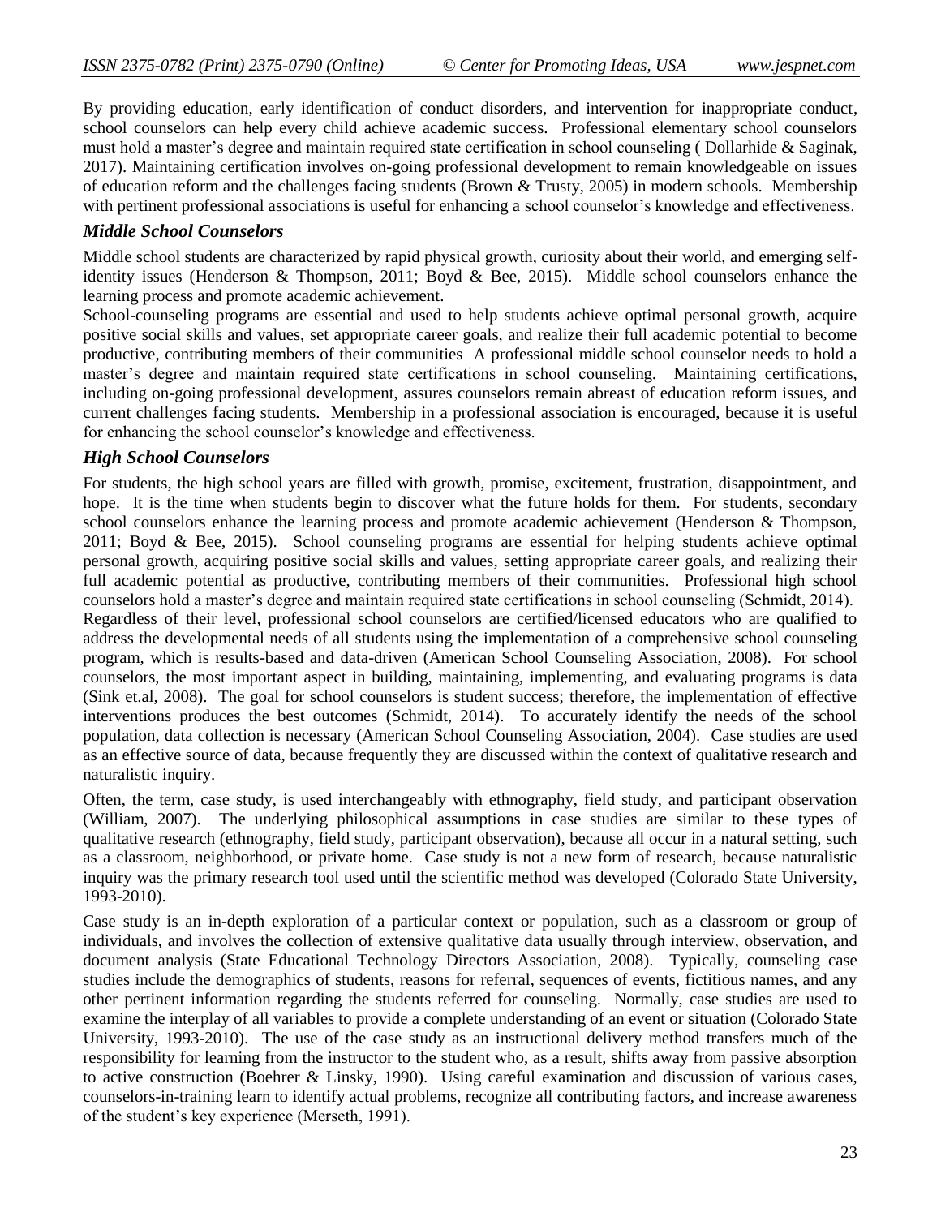By providing education, early identification of conduct disorders, and intervention for inappropriate conduct, school counselors can help every child achieve academic success. Professional elementary school counselors must hold a master's degree and maintain required state certification in school counseling ( Dollarhide & Saginak, 2017). Maintaining certification involves on-going professional development to remain knowledgeable on issues of education reform and the challenges facing students (Brown & Trusty, 2005) in modern schools. Membership with pertinent professional associations is useful for enhancing a school counselor's knowledge and effectiveness.

### *Middle School Counselors*

Middle school students are characterized by rapid physical growth, curiosity about their world, and emerging self-identity issues (Henderson & Thompson, 2011; Boyd & Bee, 2015). Middle school counselors enhance the learning process and promote academic achievement.

School-counseling programs are essential and used to help students achieve optimal personal growth, acquire positive social skills and values, set appropriate career goals, and realize their full academic potential to become productive, contributing members of their communities A professional middle school counselor needs to hold a master's degree and maintain required state certifications in school counseling. Maintaining certifications, including on-going professional development, assures counselors remain abreast of education reform issues, and current challenges facing students. Membership in a professional association is encouraged, because it is useful for enhancing the school counselor's knowledge and effectiveness.

### *High School Counselors*

For students, the high school years are filled with growth, promise, excitement, frustration, disappointment, and hope. It is the time when students begin to discover what the future holds for them. For students, secondary school counselors enhance the learning process and promote academic achievement (Henderson & Thompson, 2011; Boyd & Bee, 2015). School counseling programs are essential for helping students achieve optimal personal growth, acquiring positive social skills and values, setting appropriate career goals, and realizing their full academic potential as productive, contributing members of their communities. Professional high school counselors hold a master's degree and maintain required state certifications in school counseling (Schmidt, 2014).

Regardless of their level, professional school counselors are certified/licensed educators who are qualified to address the developmental needs of all students using the implementation of a comprehensive school counseling program, which is results-based and data-driven (American School Counseling Association, 2008). For school counselors, the most important aspect in building, maintaining, implementing, and evaluating programs is data (Sink et.al, 2008). The goal for school counselors is student success; therefore, the implementation of effective interventions produces the best outcomes (Schmidt, 2014). To accurately identify the needs of the school population, data collection is necessary (American School Counseling Association, 2004). Case studies are used as an effective source of data, because frequently they are discussed within the context of qualitative research and naturalistic inquiry.

Often, the term, case study, is used interchangeably with ethnography, field study, and participant observation (William, 2007). The underlying philosophical assumptions in case studies are similar to these types of qualitative research (ethnography, field study, participant observation), because all occur in a natural setting, such as a classroom, neighborhood, or private home. Case study is not a new form of research, because naturalistic inquiry was the primary research tool used until the scientific method was developed (Colorado State University, 1993-2010).

Case study is an in-depth exploration of a particular context or population, such as a classroom or group of individuals, and involves the collection of extensive qualitative data usually through interview, observation, and document analysis (State Educational Technology Directors Association, 2008). Typically, counseling case studies include the demographics of students, reasons for referral, sequences of events, fictitious names, and any other pertinent information regarding the students referred for counseling. Normally, case studies are used to examine the interplay of all variables to provide a complete understanding of an event or situation (Colorado State University, 1993-2010). The use of the case study as an instructional delivery method transfers much of the responsibility for learning from the instructor to the student who, as a result, shifts away from passive absorption to active construction (Boehrer & Linsky, 1990). Using careful examination and discussion of various cases, counselors-in-training learn to identify actual problems, recognize all contributing factors, and increase awareness of the student's key experience (Merseth, 1991).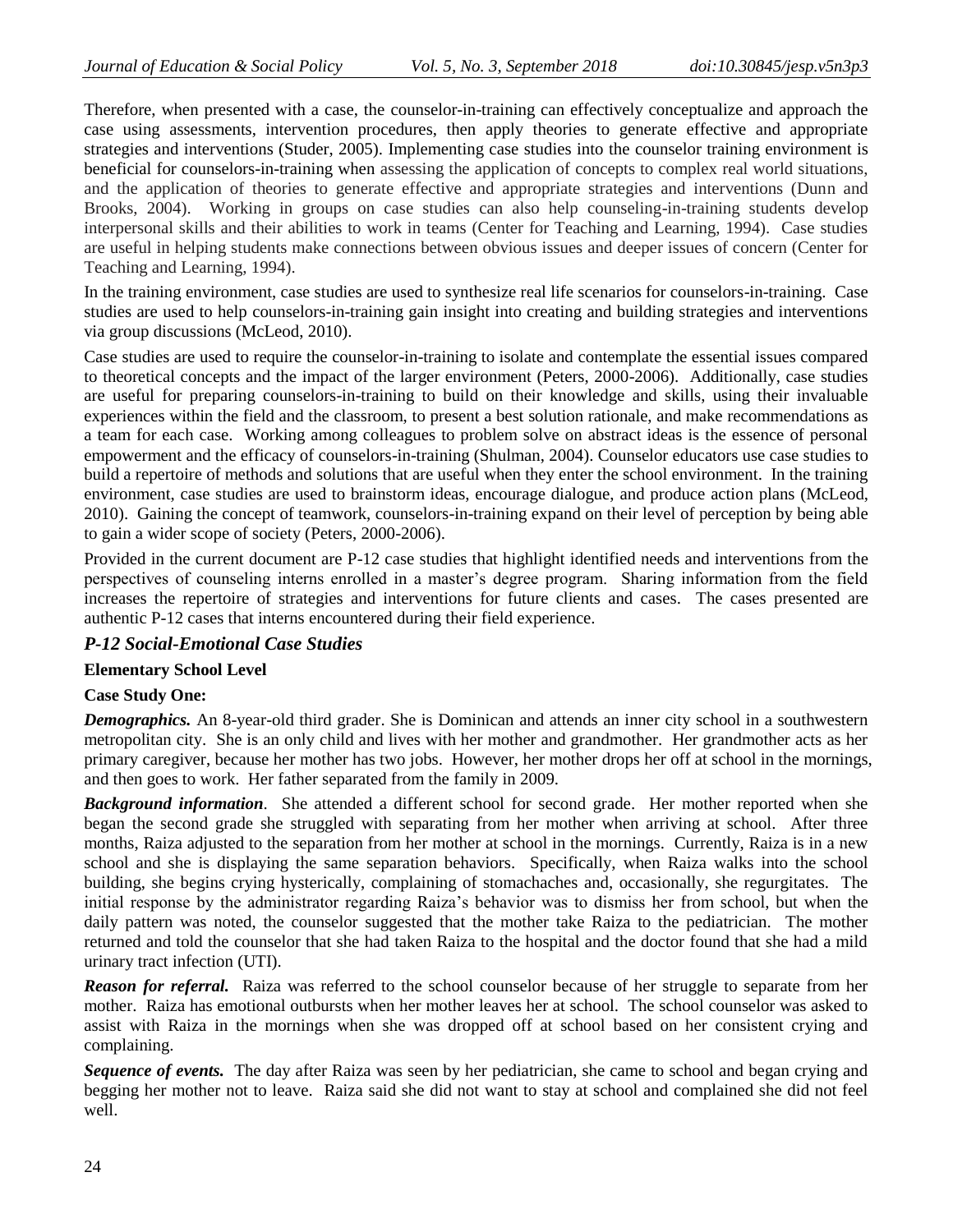Therefore, when presented with a case, the counselor-in-training can effectively conceptualize and approach the case using assessments, intervention procedures, then apply theories to generate effective and appropriate strategies and interventions (Studer, 2005). Implementing case studies into the counselor training environment is beneficial for counselors-in-training when assessing the application of concepts to complex real world situations, and the application of theories to generate effective and appropriate strategies and interventions (Dunn and Brooks, 2004). Working in groups on case studies can also help counseling-in-training students develop interpersonal skills and their abilities to work in teams (Center for Teaching and Learning, 1994). Case studies are useful in helping students make connections between obvious issues and deeper issues of concern (Center for Teaching and Learning, 1994).

In the training environment, case studies are used to synthesize real life scenarios for counselors-in-training. Case studies are used to help counselors-in-training gain insight into creating and building strategies and interventions via group discussions (McLeod, 2010).

Case studies are used to require the counselor-in-training to isolate and contemplate the essential issues compared to theoretical concepts and the impact of the larger environment (Peters, 2000-2006). Additionally, case studies are useful for preparing counselors-in-training to build on their knowledge and skills, using their invaluable experiences within the field and the classroom, to present a best solution rationale, and make recommendations as a team for each case. Working among colleagues to problem solve on abstract ideas is the essence of personal empowerment and the efficacy of counselors-in-training (Shulman, 2004). Counselor educators use case studies to build a repertoire of methods and solutions that are useful when they enter the school environment. In the training environment, case studies are used to brainstorm ideas, encourage dialogue, and produce action plans (McLeod, 2010). Gaining the concept of teamwork, counselors-in-training expand on their level of perception by being able to gain a wider scope of society (Peters, 2000-2006).

Provided in the current document are P-12 case studies that highlight identified needs and interventions from the perspectives of counseling interns enrolled in a master's degree program. Sharing information from the field increases the repertoire of strategies and interventions for future clients and cases. The cases presented are authentic P-12 cases that interns encountered during their field experience.

## *P-12 Social-Emotional Case Studies*

### Elementary School Level

#### Case Study One:

***Demographics.*** An 8-year-old third grader. She is Dominican and attends an inner city school in a southwestern metropolitan city. She is an only child and lives with her mother and grandmother. Her grandmother acts as her primary caregiver, because her mother has two jobs. However, her mother drops her off at school in the mornings, and then goes to work. Her father separated from the family in 2009.

***Background information***. She attended a different school for second grade. Her mother reported when she began the second grade she struggled with separating from her mother when arriving at school. After three months, Raiza adjusted to the separation from her mother at school in the mornings. Currently, Raiza is in a new school and she is displaying the same separation behaviors. Specifically, when Raiza walks into the school building, she begins crying hysterically, complaining of stomachaches and, occasionally, she regurgitates. The initial response by the administrator regarding Raiza's behavior was to dismiss her from school, but when the daily pattern was noted, the counselor suggested that the mother take Raiza to the pediatrician. The mother returned and told the counselor that she had taken Raiza to the hospital and the doctor found that she had a mild urinary tract infection (UTI).

***Reason for referral.*** Raiza was referred to the school counselor because of her struggle to separate from her mother. Raiza has emotional outbursts when her mother leaves her at school. The school counselor was asked to assist with Raiza in the mornings when she was dropped off at school based on her consistent crying and complaining.

***Sequence of events.*** The day after Raiza was seen by her pediatrician, she came to school and began crying and begging her mother not to leave. Raiza said she did not want to stay at school and complained she did not feel well.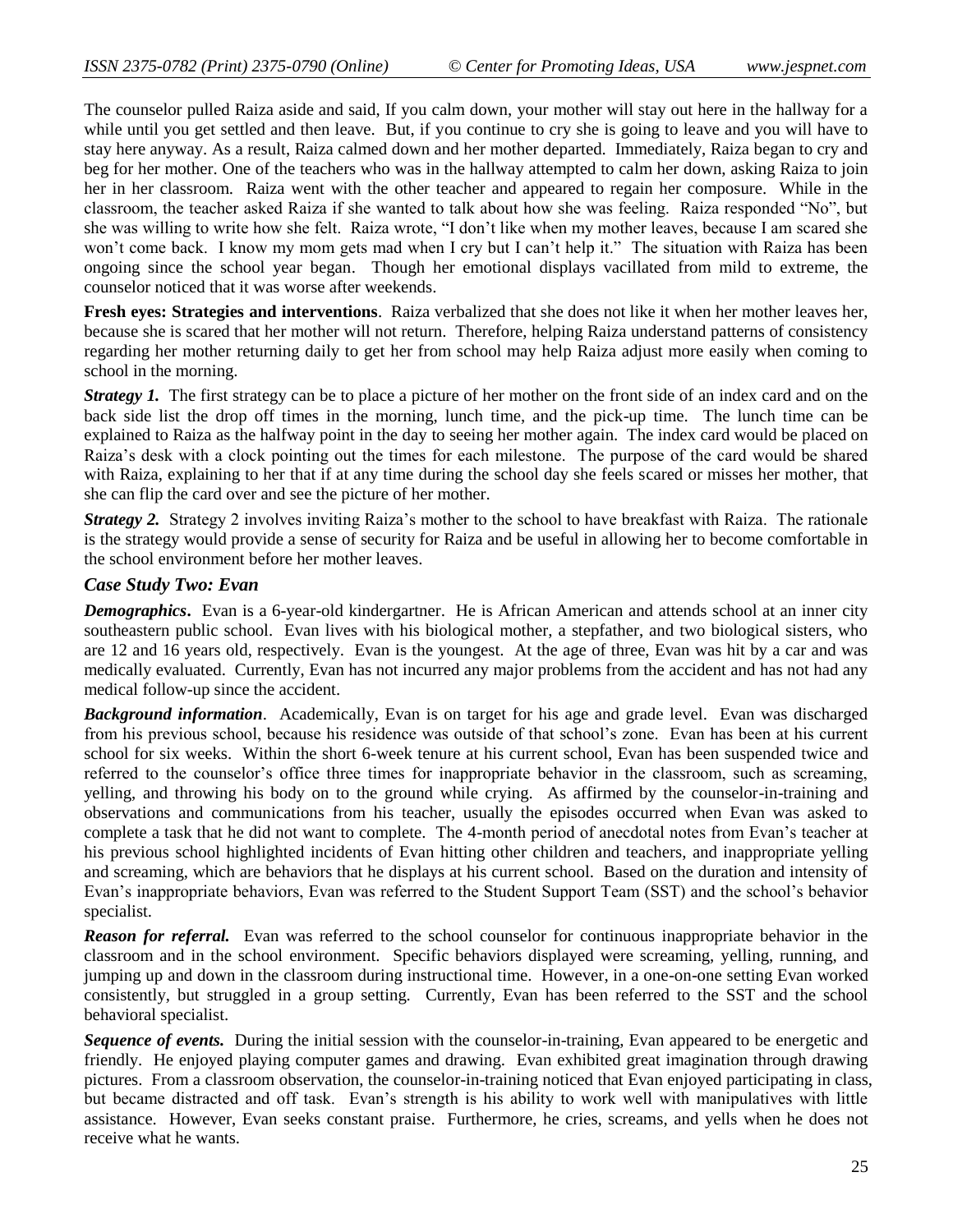The counselor pulled Raiza aside and said, If you calm down, your mother will stay out here in the hallway for a while until you get settled and then leave. But, if you continue to cry she is going to leave and you will have to stay here anyway. As a result, Raiza calmed down and her mother departed. Immediately, Raiza began to cry and beg for her mother. One of the teachers who was in the hallway attempted to calm her down, asking Raiza to join her in her classroom. Raiza went with the other teacher and appeared to regain her composure. While in the classroom, the teacher asked Raiza if she wanted to talk about how she was feeling. Raiza responded "No", but she was willing to write how she felt. Raiza wrote, "I don't like when my mother leaves, because I am scared she won't come back. I know my mom gets mad when I cry but I can't help it." The situation with Raiza has been ongoing since the school year began. Though her emotional displays vacillated from mild to extreme, the counselor noticed that it was worse after weekends.

**Fresh eyes: Strategies and interventions**. Raiza verbalized that she does not like it when her mother leaves her, because she is scared that her mother will not return. Therefore, helping Raiza understand patterns of consistency regarding her mother returning daily to get her from school may help Raiza adjust more easily when coming to school in the morning.

***Strategy 1.*** The first strategy can be to place a picture of her mother on the front side of an index card and on the back side list the drop off times in the morning, lunch time, and the pick-up time. The lunch time can be explained to Raiza as the halfway point in the day to seeing her mother again. The index card would be placed on Raiza's desk with a clock pointing out the times for each milestone. The purpose of the card would be shared with Raiza, explaining to her that if at any time during the school day she feels scared or misses her mother, that she can flip the card over and see the picture of her mother.

***Strategy 2.*** Strategy 2 involves inviting Raiza's mother to the school to have breakfast with Raiza. The rationale is the strategy would provide a sense of security for Raiza and be useful in allowing her to become comfortable in the school environment before her mother leaves.

### *Case Study Two: Evan*

***Demographics***. Evan is a 6-year-old kindergartner. He is African American and attends school at an inner city southeastern public school. Evan lives with his biological mother, a stepfather, and two biological sisters, who are 12 and 16 years old, respectively. Evan is the youngest. At the age of three, Evan was hit by a car and was medically evaluated. Currently, Evan has not incurred any major problems from the accident and has not had any medical follow-up since the accident.

***Background information***. Academically, Evan is on target for his age and grade level. Evan was discharged from his previous school, because his residence was outside of that school's zone. Evan has been at his current school for six weeks. Within the short 6-week tenure at his current school, Evan has been suspended twice and referred to the counselor's office three times for inappropriate behavior in the classroom, such as screaming, yelling, and throwing his body on to the ground while crying. As affirmed by the counselor-in-training and observations and communications from his teacher, usually the episodes occurred when Evan was asked to complete a task that he did not want to complete. The 4-month period of anecdotal notes from Evan's teacher at his previous school highlighted incidents of Evan hitting other children and teachers, and inappropriate yelling and screaming, which are behaviors that he displays at his current school. Based on the duration and intensity of Evan's inappropriate behaviors, Evan was referred to the Student Support Team (SST) and the school's behavior specialist.

***Reason for referral.*** Evan was referred to the school counselor for continuous inappropriate behavior in the classroom and in the school environment. Specific behaviors displayed were screaming, yelling, running, and jumping up and down in the classroom during instructional time. However, in a one-on-one setting Evan worked consistently, but struggled in a group setting. Currently, Evan has been referred to the SST and the school behavioral specialist.

***Sequence of events.*** During the initial session with the counselor-in-training, Evan appeared to be energetic and friendly. He enjoyed playing computer games and drawing. Evan exhibited great imagination through drawing pictures. From a classroom observation, the counselor-in-training noticed that Evan enjoyed participating in class, but became distracted and off task. Evan's strength is his ability to work well with manipulatives with little assistance. However, Evan seeks constant praise. Furthermore, he cries, screams, and yells when he does not receive what he wants.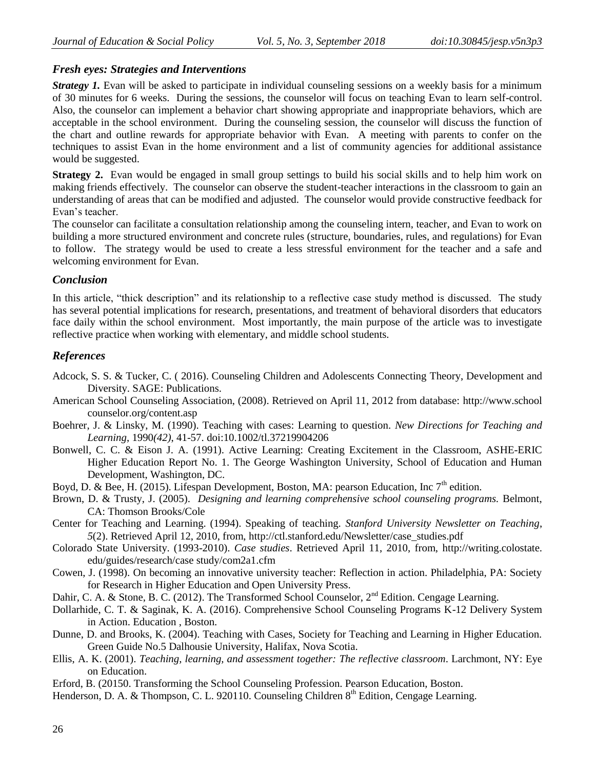### *Fresh eyes: Strategies and Interventions*

***Strategy 1.*** Evan will be asked to participate in individual counseling sessions on a weekly basis for a minimum of 30 minutes for 6 weeks. During the sessions, the counselor will focus on teaching Evan to learn self-control. Also, the counselor can implement a behavior chart showing appropriate and inappropriate behaviors, which are acceptable in the school environment. During the counseling session, the counselor will discuss the function of the chart and outline rewards for appropriate behavior with Evan. A meeting with parents to confer on the techniques to assist Evan in the home environment and a list of community agencies for additional assistance would be suggested.

**Strategy 2.** Evan would be engaged in small group settings to build his social skills and to help him work on making friends effectively. The counselor can observe the student-teacher interactions in the classroom to gain an understanding of areas that can be modified and adjusted. The counselor would provide constructive feedback for Evan's teacher.

The counselor can facilitate a consultation relationship among the counseling intern, teacher, and Evan to work on building a more structured environment and concrete rules (structure, boundaries, rules, and regulations) for Evan to follow. The strategy would be used to create a less stressful environment for the teacher and a safe and welcoming environment for Evan.

### *Conclusion*

In this article, "thick description" and its relationship to a reflective case study method is discussed. The study has several potential implications for research, presentations, and treatment of behavioral disorders that educators face daily within the school environment. Most importantly, the main purpose of the article was to investigate reflective practice when working with elementary, and middle school students.

### *References*

Adcock, S. S. & Tucker, C. ( 2016). Counseling Children and Adolescents Connecting Theory, Development and Diversity. SAGE: Publications.

American School Counseling Association, (2008). Retrieved on April 11, 2012 from database: http://www.school counselor.org/content.asp

Boehrer, J. & Linsky, M. (1990). Teaching with cases: Learning to question. *New Directions for Teaching and Learning*, 1990*(42)*, 41-57. doi:10.1002/tl.37219904206

Bonwell, C. C. & Eison J. A. (1991). Active Learning: Creating Excitement in the Classroom, ASHE-ERIC Higher Education Report No. 1. The George Washington University, School of Education and Human Development, Washington, DC.

Boyd, D. & Bee, H. (2015). Lifespan Development, Boston, MA: pearson Education, Inc 7th edition.

Brown, D. & Trusty, J. (2005). *Designing and learning comprehensive school counseling programs.* Belmont, CA: Thomson Brooks/Cole

Center for Teaching and Learning. (1994). Speaking of teaching. *Stanford University Newsletter on Teaching*, *5*(2). Retrieved April 12, 2010, from, http://ctl.stanford.edu/Newsletter/case_studies.pdf

Colorado State University. (1993-2010). *Case studies*. Retrieved April 11, 2010, from, http://writing.colostate. edu/guides/research/case study/com2a1.cfm

Cowen, J. (1998). On becoming an innovative university teacher: Reflection in action. Philadelphia, PA: Society for Research in Higher Education and Open University Press.

Dahir, C. A. & Stone, B. C. (2012). The Transformed School Counselor, 2nd Edition. Cengage Learning.

Dollarhide, C. T. & Saginak, K. A. (2016). Comprehensive School Counseling Programs K-12 Delivery System in Action. Education , Boston.

Dunne, D. and Brooks, K. (2004). Teaching with Cases, Society for Teaching and Learning in Higher Education. Green Guide No.5 Dalhousie University, Halifax, Nova Scotia.

Ellis, A. K. (2001). *Teaching, learning, and assessment together: The reflective classroom*. Larchmont, NY: Eye on Education.

Erford, B. (20150. Transforming the School Counseling Profession. Pearson Education, Boston.

Henderson, D. A. & Thompson, C. L. 920110. Counseling Children 8th Edition, Cengage Learning.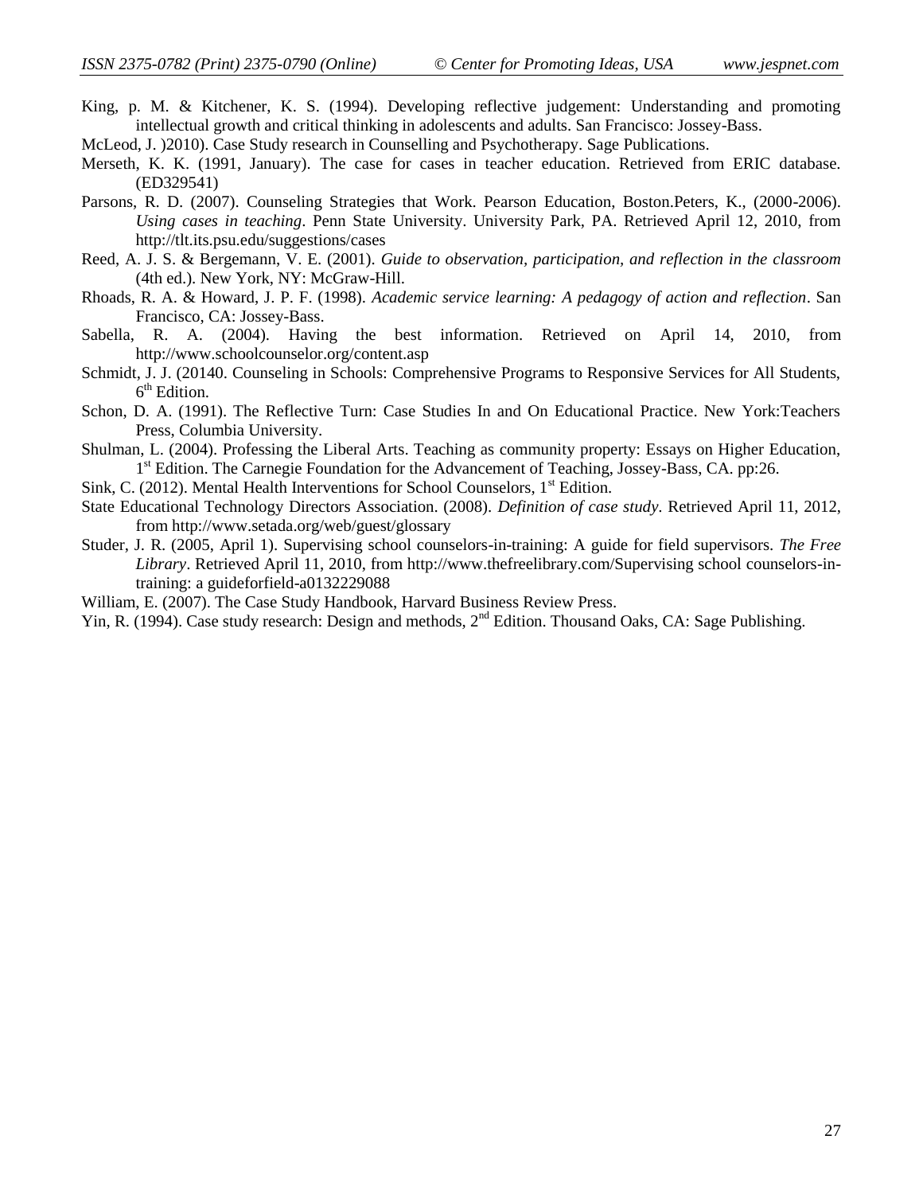King, p. M. & Kitchener, K. S. (1994). Developing reflective judgement: Understanding and promoting intellectual growth and critical thinking in adolescents and adults. San Francisco: Jossey-Bass.

McLeod, J. )2010). Case Study research in Counselling and Psychotherapy. Sage Publications.

Merseth, K. K. (1991, January). The case for cases in teacher education. Retrieved from ERIC database. (ED329541)

Parsons, R. D. (2007). Counseling Strategies that Work. Pearson Education, Boston.Peters, K., (2000-2006). *Using cases in teaching*. Penn State University. University Park, PA. Retrieved April 12, 2010, from http://tlt.its.psu.edu/suggestions/cases

Reed, A. J. S. & Bergemann, V. E. (2001). *Guide to observation, participation, and reflection in the classroom* (4th ed.). New York, NY: McGraw-Hill.

Rhoads, R. A. & Howard, J. P. F. (1998). *Academic service learning: A pedagogy of action and reflection*. San Francisco, CA: Jossey-Bass.

Sabella, R. A. (2004). Having the best information. Retrieved on April 14, 2010, from http://www.schoolcounselor.org/content.asp

Schmidt, J. J. (20140. Counseling in Schools: Comprehensive Programs to Responsive Services for All Students, 6th Edition.

Schon, D. A. (1991). The Reflective Turn: Case Studies In and On Educational Practice. New York:Teachers Press, Columbia University.

Shulman, L. (2004). Professing the Liberal Arts. Teaching as community property: Essays on Higher Education, 1st Edition. The Carnegie Foundation for the Advancement of Teaching, Jossey-Bass, CA. pp:26.

Sink, C. (2012). Mental Health Interventions for School Counselors, 1st Edition.

State Educational Technology Directors Association. (2008). *Definition of case study*. Retrieved April 11, 2012, from http://www.setada.org/web/guest/glossary

Studer, J. R. (2005, April 1). Supervising school counselors-in-training: A guide for field supervisors. *The Free Library*. Retrieved April 11, 2010, from http://www.thefreelibrary.com/Supervising school counselors-in-training: a guideforfield-a0132229088

William, E. (2007). The Case Study Handbook, Harvard Business Review Press.

Yin, R. (1994). Case study research: Design and methods, 2nd Edition. Thousand Oaks, CA: Sage Publishing.